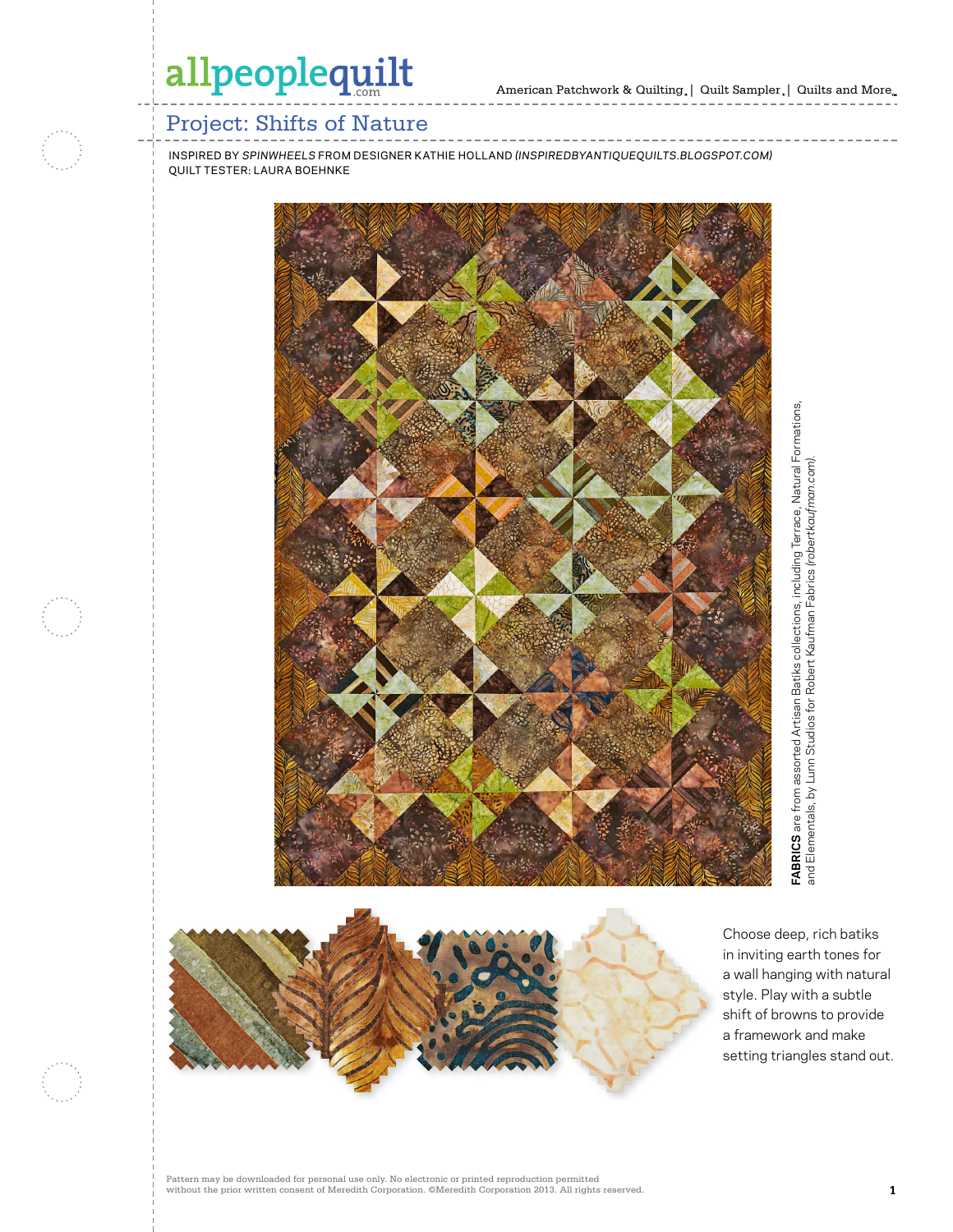# Project: Shifts of Nature

INSPIRED BY *SPINWHEELS* FROM DESIGNER KATHIE HOLLAND *(INSPIREDBYANTIQUEQUILTS.BLOGSPOT.COM)*
QUILT TESTER: LAURA BOEHNKE

**FABRICS** are from assorted Artisan Batiks collections, including Terrace, Natural Formations, and Elementals, by Lunn Studios for Robert Kaufman Fabrics *(robertkaufman.com)*.

Choose deep, rich batiks in inviting earth tones for a wall hanging with natural style. Play with a subtle shift of browns to provide a framework and make setting triangles stand out.

Pattern may be downloaded for personal use only. No electronic or printed reproduction permitted without the prior written consent of Meredith Corporation. ©Meredith Corporation 2013. All rights reserved.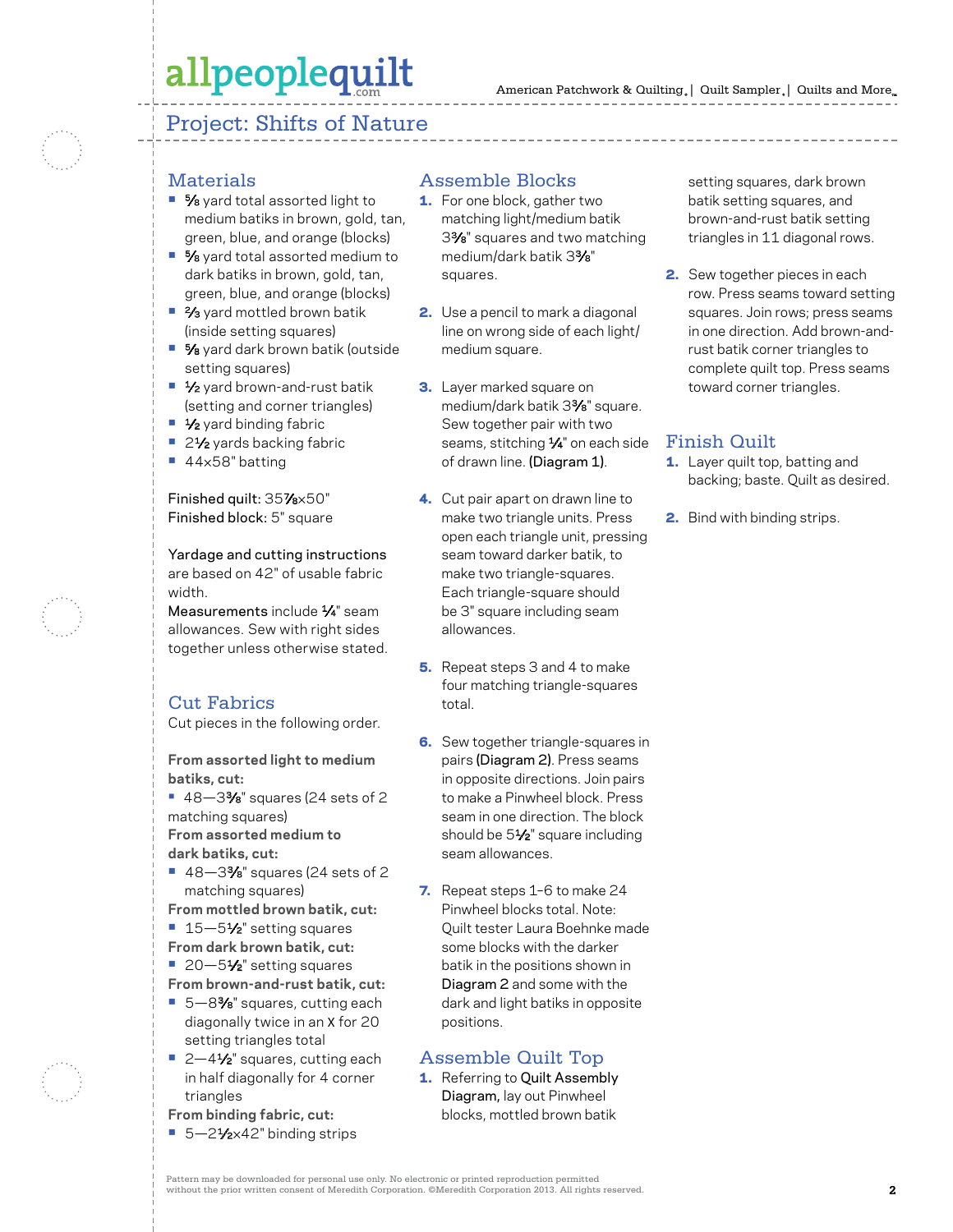# Project: Shifts of Nature

## Materials

- ⅝ yard total assorted light to medium batiks in brown, gold, tan, green, blue, and orange (blocks)
- ⅝ yard total assorted medium to dark batiks in brown, gold, tan, green, blue, and orange (blocks)
- ⅔ yard mottled brown batik (inside setting squares)
- ⅝ yard dark brown batik (outside setting squares)
- ½ yard brown-and-rust batik (setting and corner triangles)
- ½ yard binding fabric
- 2½ yards backing fabric
- 44×58" batting

Finished quilt: 35⅞×50"
Finished block: 5" square

Yardage and cutting instructions are based on 42" of usable fabric width.
Measurements include ¼" seam allowances. Sew with right sides together unless otherwise stated.

## Cut Fabrics

Cut pieces in the following order.

**From assorted light to medium batiks, cut:**
- 48—3⅜" squares (24 sets of 2 matching squares)

**From assorted medium to dark batiks, cut:**
- 48—3⅜" squares (24 sets of 2 matching squares)

**From mottled brown batik, cut:**
- 15—5½" setting squares

**From dark brown batik, cut:**
- 20—5½" setting squares

**From brown-and-rust batik, cut:**
- 5—8⅜" squares, cutting each diagonally twice in an X for 20 setting triangles total
- 2—4½" squares, cutting each in half diagonally for 4 corner triangles

**From binding fabric, cut:**
- 5—2½×42" binding strips

## Assemble Blocks

1. For one block, gather two matching light/medium batik 3⅜" squares and two matching medium/dark batik 3⅜" squares.
2. Use a pencil to mark a diagonal line on wrong side of each light/medium square.
3. Layer marked square on medium/dark batik 3⅜" square. Sew together pair with two seams, stitching ¼" on each side of drawn line. (Diagram 1).
4. Cut pair apart on drawn line to make two triangle units. Press open each triangle unit, pressing seam toward darker batik, to make two triangle-squares. Each triangle-square should be 3" square including seam allowances.
5. Repeat steps 3 and 4 to make four matching triangle-squares total.
6. Sew together triangle-squares in pairs (Diagram 2). Press seams in opposite directions. Join pairs to make a Pinwheel block. Press seam in one direction. The block should be 5½" square including seam allowances.
7. Repeat steps 1–6 to make 24 Pinwheel blocks total. Note: Quilt tester Laura Boehnke made some blocks with the darker batik in the positions shown in Diagram 2 and some with the dark and light batiks in opposite positions.

## Assemble Quilt Top

1. Referring to Quilt Assembly Diagram, lay out Pinwheel blocks, mottled brown batik setting squares, dark brown batik setting squares, and brown-and-rust batik setting triangles in 11 diagonal rows.
2. Sew together pieces in each row. Press seams toward setting squares. Join rows; press seams in one direction. Add brown-and-rust batik corner triangles to complete quilt top. Press seams toward corner triangles.

## Finish Quilt

1. Layer quilt top, batting and backing; baste. Quilt as desired.
2. Bind with binding strips.

Pattern may be downloaded for personal use only. No electronic or printed reproduction permitted without the prior written consent of Meredith Corporation. ©Meredith Corporation 2013. All rights reserved.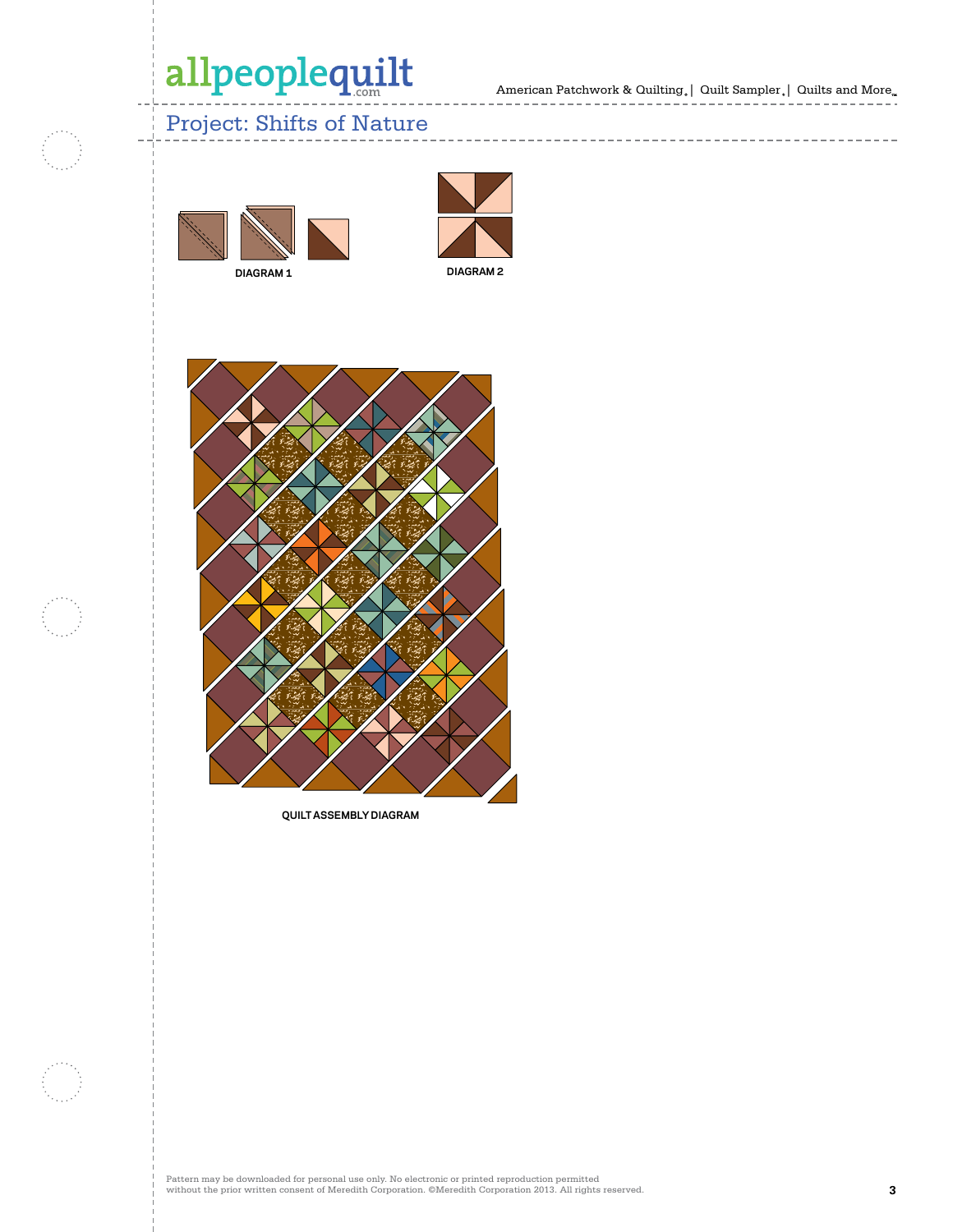## Project: Shifts of Nature

DIAGRAM 1

DIAGRAM 2

QUILT ASSEMBLY DIAGRAM

Pattern may be downloaded for personal use only. No electronic or printed reproduction permitted without the prior written consent of Meredith Corporation. ©Meredith Corporation 2013. All rights reserved.